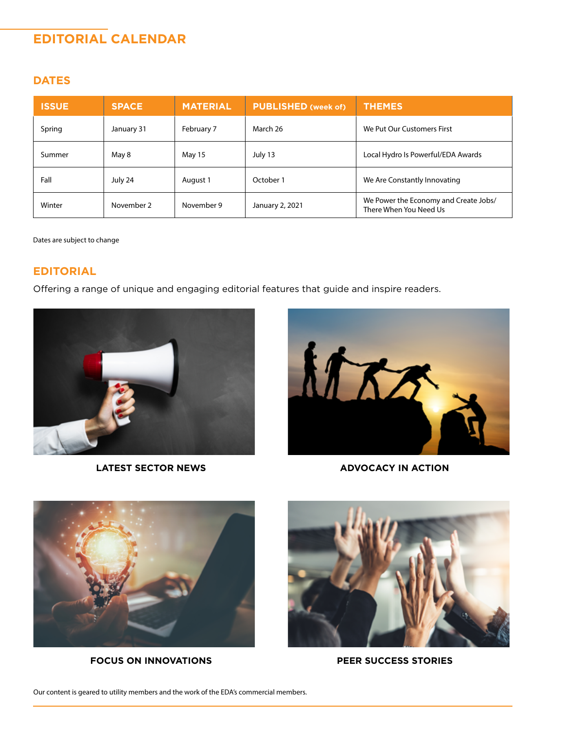# EDITORIAL CALENDAR

## DATES

| ISSUE | SPACE | MATERIAL | PUBLISHED (week of) | THEMES |
|---|---|---|---|---|
| Spring | January 31 | February 7 | March 26 | We Put Our Customers First |
| Summer | May 8 | May 15 | July 13 | Local Hydro Is Powerful/EDA Awards |
| Fall | July 24 | August 1 | October 1 | We Are Constantly Innovating |
| Winter | November 2 | November 9 | January 2, 2021 | We Power the Economy and Create Jobs/ There When You Need Us |

Dates are subject to change

## EDITORIAL

Offering a range of unique and engaging editorial features that guide and inspire readers.

**LATEST SECTOR NEWS**

**ADVOCACY IN ACTION**

**FOCUS ON INNOVATIONS**

**PEER SUCCESS STORIES**

Our content is geared to utility members and the work of the EDA's commercial members.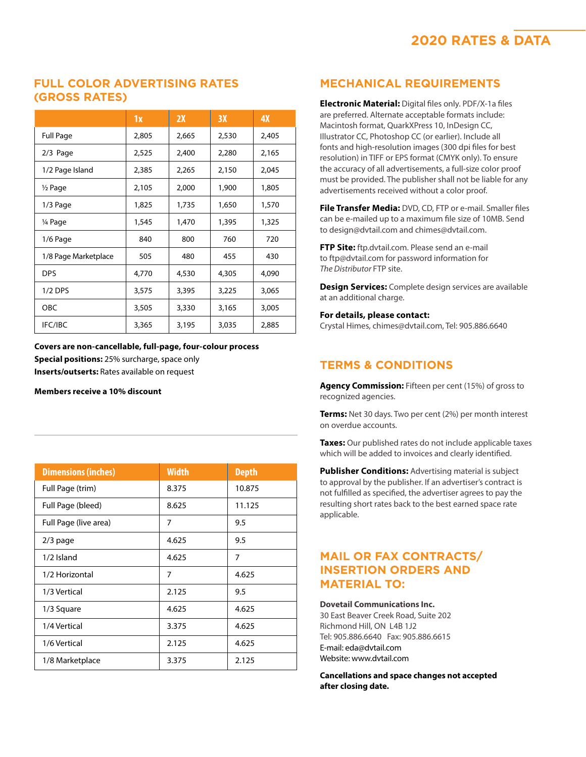# 2020 RATES & DATA

## FULL COLOR ADVERTISING RATES (GROSS RATES)

| | 1x | 2X | 3X | 4X |
|---|---|---|---|---|
| Full Page | 2,805 | 2,665 | 2,530 | 2,405 |
| 2/3 Page | 2,525 | 2,400 | 2,280 | 2,165 |
| 1/2 Page Island | 2,385 | 2,265 | 2,150 | 2,045 |
| ½ Page | 2,105 | 2,000 | 1,900 | 1,805 |
| 1/3 Page | 1,825 | 1,735 | 1,650 | 1,570 |
| ¼ Page | 1,545 | 1,470 | 1,395 | 1,325 |
| 1/6 Page | 840 | 800 | 760 | 720 |
| 1/8 Page Marketplace | 505 | 480 | 455 | 430 |
| DPS | 4,770 | 4,530 | 4,305 | 4,090 |
| 1/2 DPS | 3,575 | 3,395 | 3,225 | 3,065 |
| OBC | 3,505 | 3,330 | 3,165 | 3,005 |
| IFC/IBC | 3,365 | 3,195 | 3,035 | 2,885 |

**Covers are non-cancellable, full-page, four-colour process**
**Special positions:** 25% surcharge, space only
**Inserts/outserts:** Rates available on request

**Members receive a 10% discount**

| Dimensions (inches) | Width | Depth |
|---|---|---|
| Full Page (trim) | 8.375 | 10.875 |
| Full Page (bleed) | 8.625 | 11.125 |
| Full Page (live area) | 7 | 9.5 |
| 2/3 page | 4.625 | 9.5 |
| 1/2 Island | 4.625 | 7 |
| 1/2 Horizontal | 7 | 4.625 |
| 1/3 Vertical | 2.125 | 9.5 |
| 1/3 Square | 4.625 | 4.625 |
| 1/4 Vertical | 3.375 | 4.625 |
| 1/6 Vertical | 2.125 | 4.625 |
| 1/8 Marketplace | 3.375 | 2.125 |

## MECHANICAL REQUIREMENTS

**Electronic Material:** Digital files only. PDF/X-1a files are preferred. Alternate acceptable formats include: Macintosh format, QuarkXPress 10, InDesign CC, Illustrator CC, Photoshop CC (or earlier). Include all fonts and high-resolution images (300 dpi files for best resolution) in TIFF or EPS format (CMYK only). To ensure the accuracy of all advertisements, a full-size color proof must be provided. The publisher shall not be liable for any advertisements received without a color proof.

**File Transfer Media:** DVD, CD, FTP or e-mail. Smaller files can be e-mailed up to a maximum file size of 10MB. Send to design@dvtail.com and chimes@dvtail.com.

**FTP Site:** ftp.dvtail.com. Please send an e-mail to ftp@dvtail.com for password information for *The Distributor* FTP site.

**Design Services:** Complete design services are available at an additional charge.

**For details, please contact:**
Crystal Himes, chimes@dvtail.com, Tel: 905.886.6640

## TERMS & CONDITIONS

**Agency Commission:** Fifteen per cent (15%) of gross to recognized agencies.

**Terms:** Net 30 days. Two per cent (2%) per month interest on overdue accounts.

**Taxes:** Our published rates do not include applicable taxes which will be added to invoices and clearly identified.

**Publisher Conditions:** Advertising material is subject to approval by the publisher. If an advertiser's contract is not fulfilled as specified, the advertiser agrees to pay the resulting short rates back to the best earned space rate applicable.

## MAIL OR FAX CONTRACTS/ INSERTION ORDERS AND MATERIAL TO:

**Dovetail Communications Inc.**
30 East Beaver Creek Road, Suite 202
Richmond Hill, ON L4B 1J2
Tel: 905.886.6640 Fax: 905.886.6615
E-mail: eda@dvtail.com
Website: www.dvtail.com

**Cancellations and space changes not accepted after closing date.**